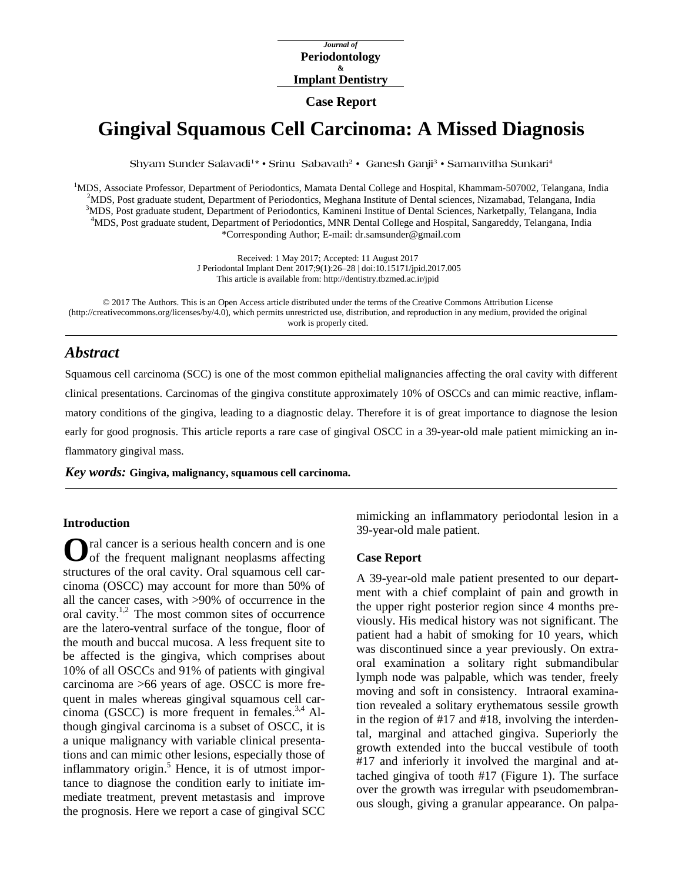Journal of
**Periodontology**
&
**Implant Dentistry**

**Case Report**

# Gingival Squamous Cell Carcinoma: A Missed Diagnosis

Shyam Sunder Salavadi[1]* • Srinu Sabavath[2] • Ganesh Ganji[3] • Samanvitha Sunkari[4]

[1]MDS, Associate Professor, Department of Periodontics, Mamata Dental College and Hospital, Khammam-507002, Telangana, India
[2]MDS, Post graduate student, Department of Periodontics, Meghana Institute of Dental sciences, Nizamabad, Telangana, India
[3]MDS, Post graduate student, Department of Periodontics, Kamineni Institue of Dental Sciences, Narketpally, Telangana, India
[4]MDS, Post graduate student, Department of Periodontics, MNR Dental College and Hospital, Sangareddy, Telangana, India
*Corresponding Author; E-mail: dr.samsunder@gmail.com

Received: 1 May 2017; Accepted: 11 August 2017
J Periodontal Implant Dent 2017;9(1):26–28 | doi:10.15171/jpid.2017.005
This article is available from: http://dentistry.tbzmed.ac.ir/jpid

© 2017 The Authors. This is an Open Access article distributed under the terms of the Creative Commons Attribution License (http://creativecommons.org/licenses/by/4.0), which permits unrestricted use, distribution, and reproduction in any medium, provided the original work is properly cited.

## *Abstract*

Squamous cell carcinoma (SCC) is one of the most common epithelial malignancies affecting the oral cavity with different clinical presentations. Carcinomas of the gingiva constitute approximately 10% of OSCCs and can mimic reactive, inflammatory conditions of the gingiva, leading to a diagnostic delay. Therefore it is of great importance to diagnose the lesion early for good prognosis. This article reports a rare case of gingival OSCC in a 39-year-old male patient mimicking an inflammatory gingival mass.

***Key words:*** **Gingiva, malignancy, squamous cell carcinoma.**

### Introduction

Oral cancer is a serious health concern and is one of the frequent malignant neoplasms affecting structures of the oral cavity. Oral squamous cell carcinoma (OSCC) may account for more than 50% of all the cancer cases, with >90% of occurrence in the oral cavity.[1,2] The most common sites of occurrence are the latero-ventral surface of the tongue, floor of the mouth and buccal mucosa. A less frequent site to be affected is the gingiva, which comprises about 10% of all OSCCs and 91% of patients with gingival carcinoma are >66 years of age. OSCC is more frequent in males whereas gingival squamous cell carcinoma (GSCC) is more frequent in females.[3,4] Although gingival carcinoma is a subset of OSCC, it is a unique malignancy with variable clinical presentations and can mimic other lesions, especially those of inflammatory origin.[5] Hence, it is of utmost importance to diagnose the condition early to initiate immediate treatment, prevent metastasis and improve the prognosis. Here we report a case of gingival SCC mimicking an inflammatory periodontal lesion in a 39-year-old male patient.

### Case Report

A 39-year-old male patient presented to our department with a chief complaint of pain and growth in the upper right posterior region since 4 months previously. His medical history was not significant. The patient had a habit of smoking for 10 years, which was discontinued since a year previously. On extraoral examination a solitary right submandibular lymph node was palpable, which was tender, freely moving and soft in consistency. Intraoral examination revealed a solitary erythematous sessile growth in the region of #17 and #18, involving the interdental, marginal and attached gingiva. Superiorly the growth extended into the buccal vestibule of tooth #17 and inferiorly it involved the marginal and attached gingiva of tooth #17 (Figure 1). The surface over the growth was irregular with pseudomembranous slough, giving a granular appearance. On palpa-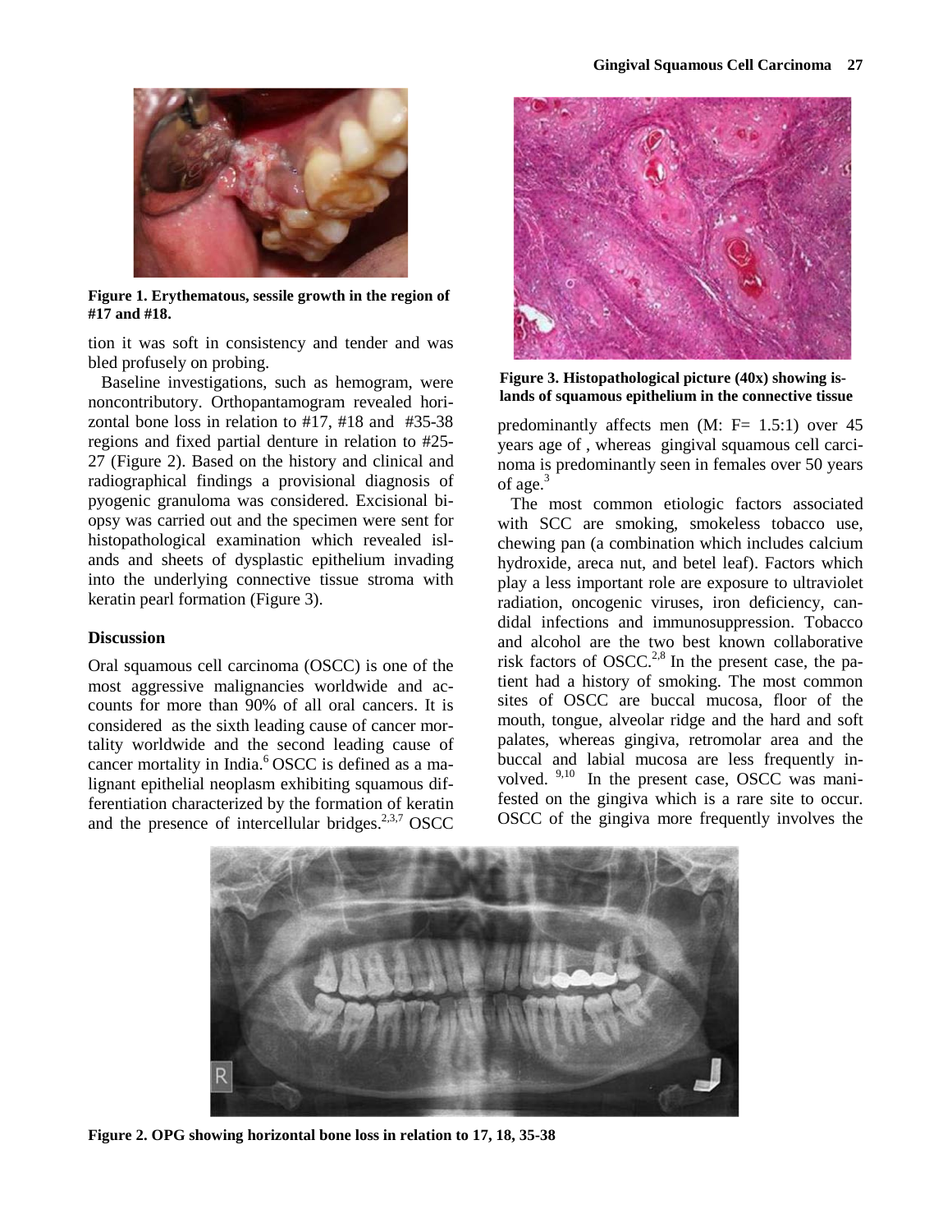Figure 1. Erythematous, sessile growth in the region of #17 and #18.

tion it was soft in consistency and tender and was bled profusely on probing.

Baseline investigations, such as hemogram, were noncontributory. Orthopantamogram revealed horizontal bone loss in relation to #17, #18 and #35-38 regions and fixed partial denture in relation to #25-27 (Figure 2). Based on the history and clinical and radiographical findings a provisional diagnosis of pyogenic granuloma was considered. Excisional biopsy was carried out and the specimen were sent for histopathological examination which revealed islands and sheets of dysplastic epithelium invading into the underlying connective tissue stroma with keratin pearl formation (Figure 3).

## Discussion

Oral squamous cell carcinoma (OSCC) is one of the most aggressive malignancies worldwide and accounts for more than 90% of all oral cancers. It is considered as the sixth leading cause of cancer mortality worldwide and the second leading cause of cancer mortality in India.[6] OSCC is defined as a malignant epithelial neoplasm exhibiting squamous differentiation characterized by the formation of keratin and the presence of intercellular bridges.[2,3,7] OSCC

Figure 3. Histopathological picture (40x) showing islands of squamous epithelium in the connective tissue

predominantly affects men (M: F= 1.5:1) over 45 years age of , whereas gingival squamous cell carcinoma is predominantly seen in females over 50 years of age.[3]

The most common etiologic factors associated with SCC are smoking, smokeless tobacco use, chewing pan (a combination which includes calcium hydroxide, areca nut, and betel leaf). Factors which play a less important role are exposure to ultraviolet radiation, oncogenic viruses, iron deficiency, candidal infections and immunosuppression. Tobacco and alcohol are the two best known collaborative risk factors of OSCC.[2,8] In the present case, the patient had a history of smoking. The most common sites of OSCC are buccal mucosa, floor of the mouth, tongue, alveolar ridge and the hard and soft palates, whereas gingiva, retromolar area and the buccal and labial mucosa are less frequently involved. [9,10] In the present case, OSCC was manifested on the gingiva which is a rare site to occur. OSCC of the gingiva more frequently involves the

Figure 2. OPG showing horizontal bone loss in relation to 17, 18, 35-38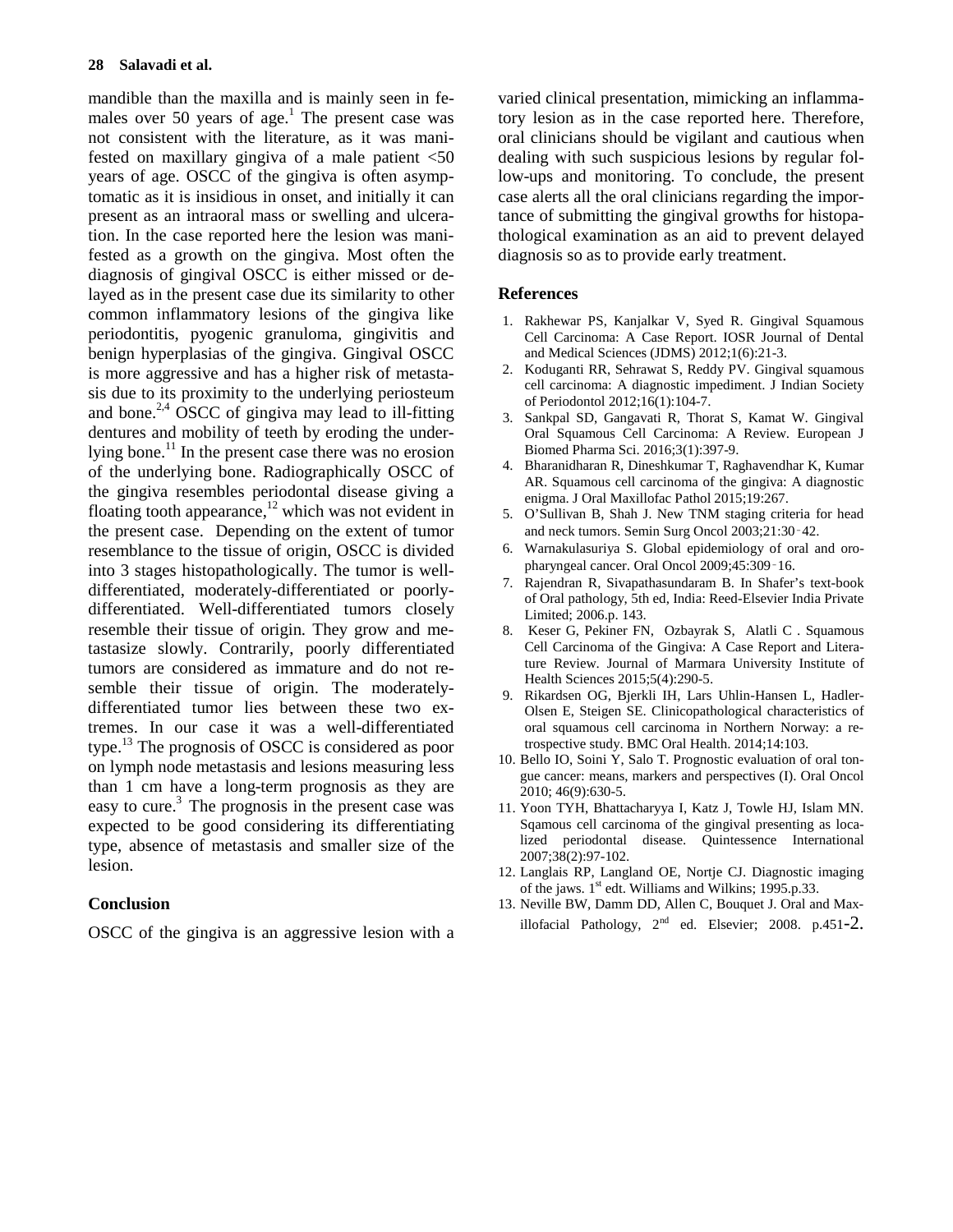mandible than the maxilla and is mainly seen in females over 50 years of age.[1] The present case was not consistent with the literature, as it was manifested on maxillary gingiva of a male patient <50 years of age. OSCC of the gingiva is often asymptomatic as it is insidious in onset, and initially it can present as an intraoral mass or swelling and ulceration. In the case reported here the lesion was manifested as a growth on the gingiva. Most often the diagnosis of gingival OSCC is either missed or delayed as in the present case due its similarity to other common inflammatory lesions of the gingiva like periodontitis, pyogenic granuloma, gingivitis and benign hyperplasias of the gingiva. Gingival OSCC is more aggressive and has a higher risk of metastasis due to its proximity to the underlying periosteum and bone.[2,4] OSCC of gingiva may lead to ill-fitting dentures and mobility of teeth by eroding the underlying bone.[11] In the present case there was no erosion of the underlying bone. Radiographically OSCC of the gingiva resembles periodontal disease giving a floating tooth appearance,[12] which was not evident in the present case. Depending on the extent of tumor resemblance to the tissue of origin, OSCC is divided into 3 stages histopathologically. The tumor is well-differentiated, moderately-differentiated or poorly-differentiated. Well-differentiated tumors closely resemble their tissue of origin. They grow and metastasize slowly. Contrarily, poorly differentiated tumors are considered as immature and do not resemble their tissue of origin. The moderately-differentiated tumor lies between these two extremes. In our case it was a well-differentiated type.[13] The prognosis of OSCC is considered as poor on lymph node metastasis and lesions measuring less than 1 cm have a long-term prognosis as they are easy to cure.[3] The prognosis in the present case was expected to be good considering its differentiating type, absence of metastasis and smaller size of the lesion.

## Conclusion

OSCC of the gingiva is an aggressive lesion with a varied clinical presentation, mimicking an inflammatory lesion as in the case reported here. Therefore, oral clinicians should be vigilant and cautious when dealing with such suspicious lesions by regular follow-ups and monitoring. To conclude, the present case alerts all the oral clinicians regarding the importance of submitting the gingival growths for histopathological examination as an aid to prevent delayed diagnosis so as to provide early treatment.

## References

1. Rakhewar PS, Kanjalkar V, Syed R. Gingival Squamous Cell Carcinoma: A Case Report. IOSR Journal of Dental and Medical Sciences (JDMS) 2012;1(6):21-3.
2. Koduganti RR, Sehrawat S, Reddy PV. Gingival squamous cell carcinoma: A diagnostic impediment. J Indian Society of Periodontol 2012;16(1):104-7.
3. Sankpal SD, Gangavati R, Thorat S, Kamat W. Gingival Oral Squamous Cell Carcinoma: A Review. European J Biomed Pharma Sci. 2016;3(1):397-9.
4. Bharanidharan R, Dineshkumar T, Raghavendhar K, Kumar AR. Squamous cell carcinoma of the gingiva: A diagnostic enigma. J Oral Maxillofac Pathol 2015;19:267.
5. O'Sullivan B, Shah J. New TNM staging criteria for head and neck tumors. Semin Surg Oncol 2003;21:30‑42.
6. Warnakulasuriya S. Global epidemiology of oral and oropharyngeal cancer. Oral Oncol 2009;45:309‑16.
7. Rajendran R, Sivapathasundaram B. In Shafer's text-book of Oral pathology, 5th ed, India: Reed-Elsevier India Private Limited; 2006.p. 143.
8. Keser G, Pekiner FN, Ozbayrak S, Alatli C . Squamous Cell Carcinoma of the Gingiva: A Case Report and Literature Review. Journal of Marmara University Institute of Health Sciences 2015;5(4):290-5.
9. Rikardsen OG, Bjerkli IH, Lars Uhlin-Hansen L, Hadler-Olsen E, Steigen SE. Clinicopathological characteristics of oral squamous cell carcinoma in Northern Norway: a retrospective study. BMC Oral Health. 2014;14:103.
10. Bello IO, Soini Y, Salo T. Prognostic evaluation of oral tongue cancer: means, markers and perspectives (I). Oral Oncol 2010; 46(9):630-5.
11. Yoon TYH, Bhattacharyya I, Katz J, Towle HJ, Islam MN. Sqamous cell carcinoma of the gingival presenting as localized periodontal disease. Quintessence International 2007;38(2):97-102.
12. Langlais RP, Langland OE, Nortje CJ. Diagnostic imaging of the jaws. 1st edt. Williams and Wilkins; 1995.p.33.
13. Neville BW, Damm DD, Allen C, Bouquet J. Oral and Maxillofacial Pathology, 2nd ed. Elsevier; 2008. p.451-2.